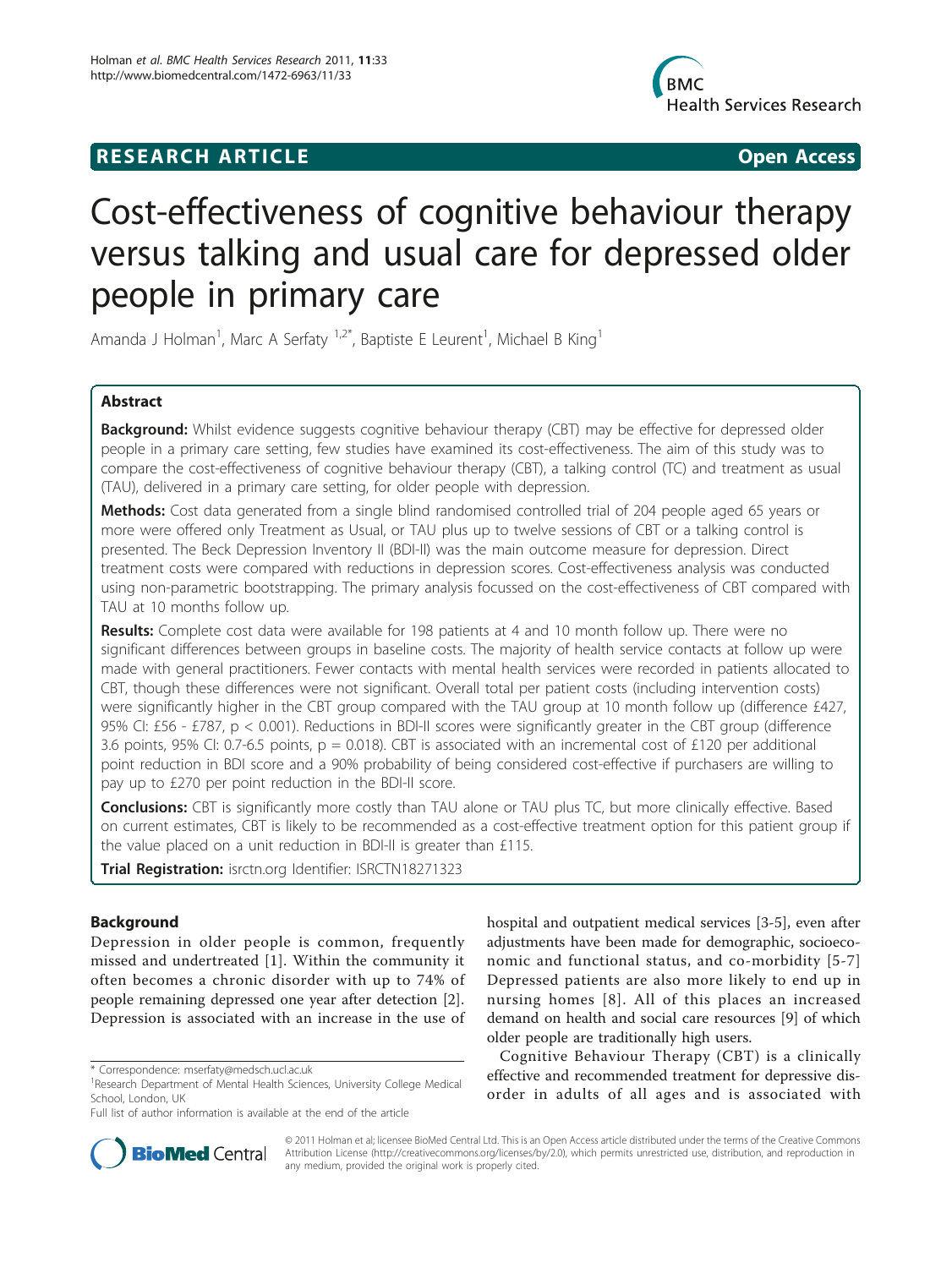**RESEARCH ARTICLE** **Open Access**

# Cost-effectiveness of cognitive behaviour therapy versus talking and usual care for depressed older people in primary care

Amanda J Holman[1], Marc A Serfaty[1,2*], Baptiste E Leurent[1], Michael B King[1]

## Abstract

**Background:** Whilst evidence suggests cognitive behaviour therapy (CBT) may be effective for depressed older people in a primary care setting, few studies have examined its cost-effectiveness. The aim of this study was to compare the cost-effectiveness of cognitive behaviour therapy (CBT), a talking control (TC) and treatment as usual (TAU), delivered in a primary care setting, for older people with depression.

**Methods:** Cost data generated from a single blind randomised controlled trial of 204 people aged 65 years or more were offered only Treatment as Usual, or TAU plus up to twelve sessions of CBT or a talking control is presented. The Beck Depression Inventory II (BDI-II) was the main outcome measure for depression. Direct treatment costs were compared with reductions in depression scores. Cost-effectiveness analysis was conducted using non-parametric bootstrapping. The primary analysis focussed on the cost-effectiveness of CBT compared with TAU at 10 months follow up.

**Results:** Complete cost data were available for 198 patients at 4 and 10 month follow up. There were no significant differences between groups in baseline costs. The majority of health service contacts at follow up were made with general practitioners. Fewer contacts with mental health services were recorded in patients allocated to CBT, though these differences were not significant. Overall total per patient costs (including intervention costs) were significantly higher in the CBT group compared with the TAU group at 10 month follow up (difference £427, 95% CI: £56 - £787, $p < 0.001$). Reductions in BDI-II scores were significantly greater in the CBT group (difference 3.6 points, 95% CI: 0.7-6.5 points, $p = 0.018$). CBT is associated with an incremental cost of £120 per additional point reduction in BDI score and a 90% probability of being considered cost-effective if purchasers are willing to pay up to £270 per point reduction in the BDI-II score.

**Conclusions:** CBT is significantly more costly than TAU alone or TAU plus TC, but more clinically effective. Based on current estimates, CBT is likely to be recommended as a cost-effective treatment option for this patient group if the value placed on a unit reduction in BDI-II is greater than £115.

**Trial Registration:** isrctn.org Identifier: ISRCTN18271323

## Background

Depression in older people is common, frequently missed and undertreated [1]. Within the community it often becomes a chronic disorder with up to 74% of people remaining depressed one year after detection [2]. Depression is associated with an increase in the use of hospital and outpatient medical services [3-5], even after adjustments have been made for demographic, socioeconomic and functional status, and co-morbidity [5-7] Depressed patients are also more likely to end up in nursing homes [8]. All of this places an increased demand on health and social care resources [9] of which older people are traditionally high users.

Cognitive Behaviour Therapy (CBT) is a clinically effective and recommended treatment for depressive disorder in adults of all ages and is associated with

\* Correspondence: mserfaty@medsch.ucl.ac.uk
[1]Research Department of Mental Health Sciences, University College Medical School, London, UK
Full list of author information is available at the end of the article

© 2011 Holman et al; licensee BioMed Central Ltd. This is an Open Access article distributed under the terms of the Creative Commons Attribution License (http://creativecommons.org/licenses/by/2.0), which permits unrestricted use, distribution, and reproduction in any medium, provided the original work is properly cited.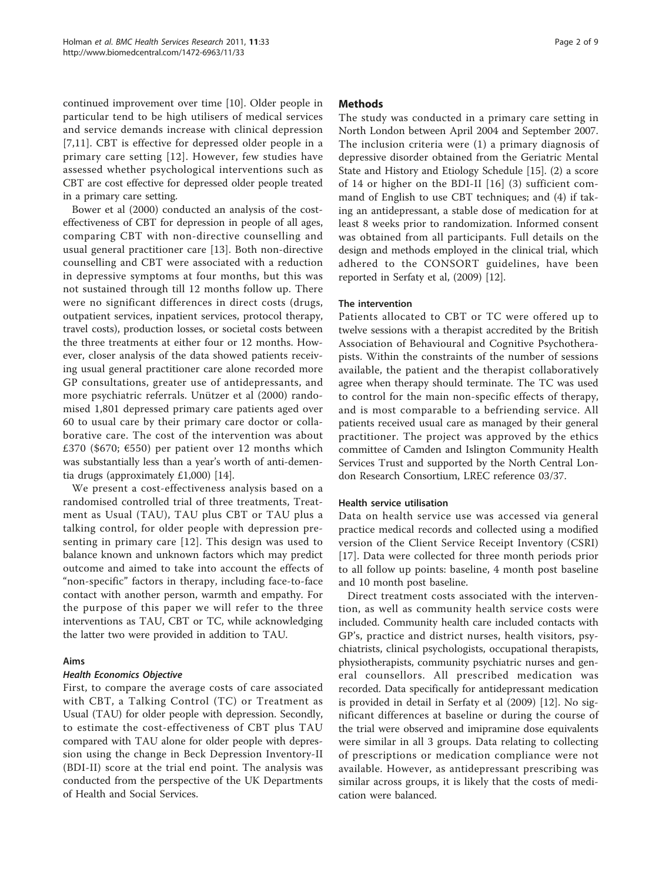continued improvement over time [10]. Older people in particular tend to be high utilisers of medical services and service demands increase with clinical depression [7,11]. CBT is effective for depressed older people in a primary care setting [12]. However, few studies have assessed whether psychological interventions such as CBT are cost effective for depressed older people treated in a primary care setting.

Bower et al (2000) conducted an analysis of the cost-effectiveness of CBT for depression in people of all ages, comparing CBT with non-directive counselling and usual general practitioner care [13]. Both non-directive counselling and CBT were associated with a reduction in depressive symptoms at four months, but this was not sustained through till 12 months follow up. There were no significant differences in direct costs (drugs, outpatient services, inpatient services, protocol therapy, travel costs), production losses, or societal costs between the three treatments at either four or 12 months. However, closer analysis of the data showed patients receiving usual general practitioner care alone recorded more GP consultations, greater use of antidepressants, and more psychiatric referrals. Unützer et al (2000) randomised 1,801 depressed primary care patients aged over 60 to usual care by their primary care doctor or collaborative care. The cost of the intervention was about £370 ($670; €550) per patient over 12 months which was substantially less than a year's worth of anti-dementia drugs (approximately £1,000) [14].

We present a cost-effectiveness analysis based on a randomised controlled trial of three treatments, Treatment as Usual (TAU), TAU plus CBT or TAU plus a talking control, for older people with depression presenting in primary care [12]. This design was used to balance known and unknown factors which may predict outcome and aimed to take into account the effects of "non-specific" factors in therapy, including face-to-face contact with another person, warmth and empathy. For the purpose of this paper we will refer to the three interventions as TAU, CBT or TC, while acknowledging the latter two were provided in addition to TAU.

### Aims

#### *Health Economics Objective*

First, to compare the average costs of care associated with CBT, a Talking Control (TC) or Treatment as Usual (TAU) for older people with depression. Secondly, to estimate the cost-effectiveness of CBT plus TAU compared with TAU alone for older people with depression using the change in Beck Depression Inventory-II (BDI-II) score at the trial end point. The analysis was conducted from the perspective of the UK Departments of Health and Social Services.

## Methods

The study was conducted in a primary care setting in North London between April 2004 and September 2007. The inclusion criteria were (1) a primary diagnosis of depressive disorder obtained from the Geriatric Mental State and History and Etiology Schedule [15]. (2) a score of 14 or higher on the BDI-II [16] (3) sufficient command of English to use CBT techniques; and (4) if taking an antidepressant, a stable dose of medication for at least 8 weeks prior to randomization. Informed consent was obtained from all participants. Full details on the design and methods employed in the clinical trial, which adhered to the CONSORT guidelines, have been reported in Serfaty et al, (2009) [12].

### The intervention

Patients allocated to CBT or TC were offered up to twelve sessions with a therapist accredited by the British Association of Behavioural and Cognitive Psychotherapists. Within the constraints of the number of sessions available, the patient and the therapist collaboratively agree when therapy should terminate. The TC was used to control for the main non-specific effects of therapy, and is most comparable to a befriending service. All patients received usual care as managed by their general practitioner. The project was approved by the ethics committee of Camden and Islington Community Health Services Trust and supported by the North Central London Research Consortium, LREC reference 03/37.

### Health service utilisation

Data on health service use was accessed via general practice medical records and collected using a modified version of the Client Service Receipt Inventory (CSRI) [17]. Data were collected for three month periods prior to all follow up points: baseline, 4 month post baseline and 10 month post baseline.

Direct treatment costs associated with the intervention, as well as community health service costs were included. Community health care included contacts with GP's, practice and district nurses, health visitors, psychiatrists, clinical psychologists, occupational therapists, physiotherapists, community psychiatric nurses and general counsellors. All prescribed medication was recorded. Data specifically for antidepressant medication is provided in detail in Serfaty et al (2009) [12]. No significant differences at baseline or during the course of the trial were observed and imipramine dose equivalents were similar in all 3 groups. Data relating to collecting of prescriptions or medication compliance were not available. However, as antidepressant prescribing was similar across groups, it is likely that the costs of medication were balanced.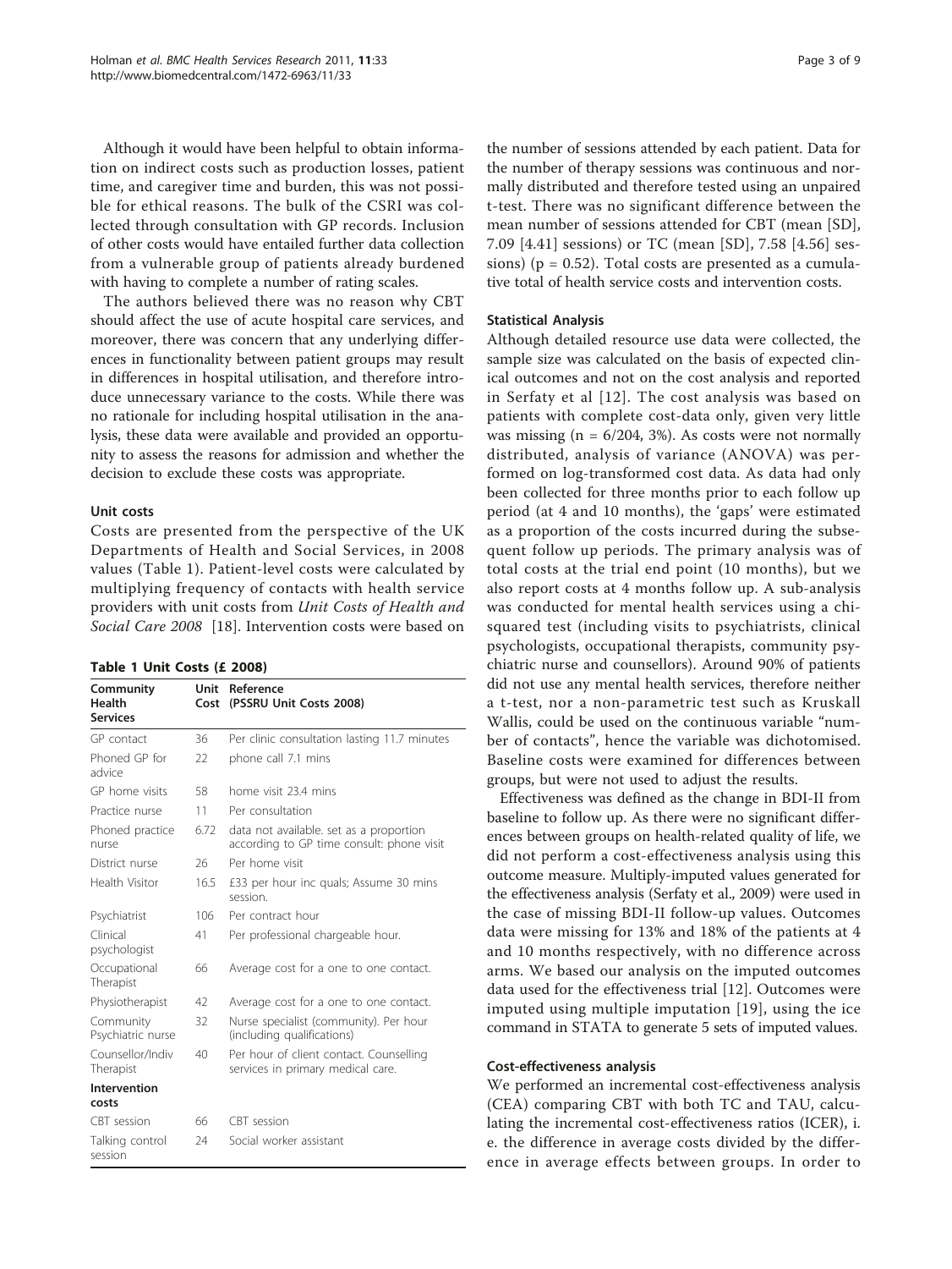Although it would have been helpful to obtain information on indirect costs such as production losses, patient time, and caregiver time and burden, this was not possible for ethical reasons. The bulk of the CSRI was collected through consultation with GP records. Inclusion of other costs would have entailed further data collection from a vulnerable group of patients already burdened with having to complete a number of rating scales.

The authors believed there was no reason why CBT should affect the use of acute hospital care services, and moreover, there was concern that any underlying differences in functionality between patient groups may result in differences in hospital utilisation, and therefore introduce unnecessary variance to the costs. While there was no rationale for including hospital utilisation in the analysis, these data were available and provided an opportunity to assess the reasons for admission and whether the decision to exclude these costs was appropriate.

### Unit costs

Costs are presented from the perspective of the UK Departments of Health and Social Services, in 2008 values (Table 1). Patient-level costs were calculated by multiplying frequency of contacts with health service providers with unit costs from *Unit Costs of Health and Social Care 2008* [18]. Intervention costs were based on the number of sessions attended by each patient. Data for the number of therapy sessions was continuous and normally distributed and therefore tested using an unpaired t-test. There was no significant difference between the mean number of sessions attended for CBT (mean [SD], 7.09 [4.41] sessions) or TC (mean [SD], 7.58 [4.56] sessions) ($p = 0.52$). Total costs are presented as a cumulative total of health service costs and intervention costs.

**Table 1 Unit Costs (£ 2008)**

| Community Health Services | Unit Cost | Reference (PSSRU Unit Costs 2008) |
|---|---|---|
| GP contact | 36 | Per clinic consultation lasting 11.7 minutes |
| Phoned GP for advice | 22 | phone call 7.1 mins |
| GP home visits | 58 | home visit 23.4 mins |
| Practice nurse | 11 | Per consultation |
| Phoned practice nurse | 6.72 | data not available. set as a proportion according to GP time consult: phone visit |
| District nurse | 26 | Per home visit |
| Health Visitor | 16.5 | £33 per hour inc quals; Assume 30 mins session. |
| Psychiatrist | 106 | Per contract hour |
| Clinical psychologist | 41 | Per professional chargeable hour. |
| Occupational Therapist | 66 | Average cost for a one to one contact. |
| Physiotherapist | 42 | Average cost for a one to one contact. |
| Community Psychiatric nurse | 32 | Nurse specialist (community). Per hour (including qualifications) |
| Counsellor/Indiv Therapist | 40 | Per hour of client contact. Counselling services in primary medical care. |
| **Intervention costs** | | |
| CBT session | 66 | CBT session |
| Talking control session | 24 | Social worker assistant |

### Statistical Analysis

Although detailed resource use data were collected, the sample size was calculated on the basis of expected clinical outcomes and not on the cost analysis and reported in Serfaty et al [12]. The cost analysis was based on patients with complete cost-data only, given very little was missing ($n = 6/204$, 3%). As costs were not normally distributed, analysis of variance (ANOVA) was performed on log-transformed cost data. As data had only been collected for three months prior to each follow up period (at 4 and 10 months), the 'gaps' were estimated as a proportion of the costs incurred during the subsequent follow up periods. The primary analysis was of total costs at the trial end point (10 months), but we also report costs at 4 months follow up. A sub-analysis was conducted for mental health services using a chi-squared test (including visits to psychiatrists, clinical psychologists, occupational therapists, community psychiatric nurse and counsellors). Around 90% of patients did not use any mental health services, therefore neither a t-test, nor a non-parametric test such as Kruskall Wallis, could be used on the continuous variable "number of contacts", hence the variable was dichotomised. Baseline costs were examined for differences between groups, but were not used to adjust the results.

Effectiveness was defined as the change in BDI-II from baseline to follow up. As there were no significant differences between groups on health-related quality of life, we did not perform a cost-effectiveness analysis using this outcome measure. Multiply-imputed values generated for the effectiveness analysis (Serfaty et al., 2009) were used in the case of missing BDI-II follow-up values. Outcomes data were missing for 13% and 18% of the patients at 4 and 10 months respectively, with no difference across arms. We based our analysis on the imputed outcomes data used for the effectiveness trial [12]. Outcomes were imputed using multiple imputation [19], using the ice command in STATA to generate 5 sets of imputed values.

### Cost-effectiveness analysis

We performed an incremental cost-effectiveness analysis (CEA) comparing CBT with both TC and TAU, calculating the incremental cost-effectiveness ratios (ICER), i.e. the difference in average costs divided by the difference in average effects between groups. In order to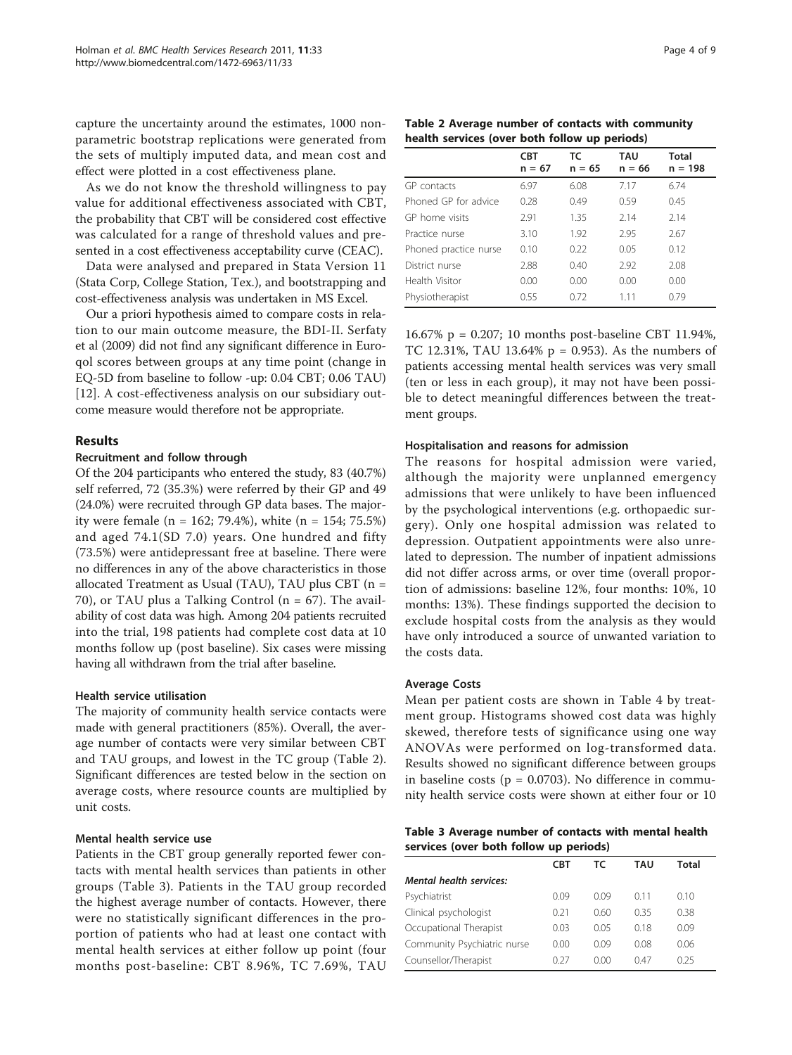capture the uncertainty around the estimates, 1000 non-parametric bootstrap replications were generated from the sets of multiply imputed data, and mean cost and effect were plotted in a cost effectiveness plane.

As we do not know the threshold willingness to pay value for additional effectiveness associated with CBT, the probability that CBT will be considered cost effective was calculated for a range of threshold values and presented in a cost effectiveness acceptability curve (CEAC).

Data were analysed and prepared in Stata Version 11 (Stata Corp, College Station, Tex.), and bootstrapping and cost-effectiveness analysis was undertaken in MS Excel.

Our a priori hypothesis aimed to compare costs in relation to our main outcome measure, the BDI-II. Serfaty et al (2009) did not find any significant difference in Euroqol scores between groups at any time point (change in EQ-5D from baseline to follow -up: 0.04 CBT; 0.06 TAU) [12]. A cost-effectiveness analysis on our subsidiary outcome measure would therefore not be appropriate.

## Results

### Recruitment and follow through

Of the 204 participants who entered the study, 83 (40.7%) self referred, 72 (35.3%) were referred by their GP and 49 (24.0%) were recruited through GP data bases. The majority were female (n = 162; 79.4%), white (n = 154; 75.5%) and aged 74.1(SD 7.0) years. One hundred and fifty (73.5%) were antidepressant free at baseline. There were no differences in any of the above characteristics in those allocated Treatment as Usual (TAU), TAU plus CBT (n = 70), or TAU plus a Talking Control (n = 67). The availability of cost data was high. Among 204 patients recruited into the trial, 198 patients had complete cost data at 10 months follow up (post baseline). Six cases were missing having all withdrawn from the trial after baseline.

### Health service utilisation

The majority of community health service contacts were made with general practitioners (85%). Overall, the average number of contacts were very similar between CBT and TAU groups, and lowest in the TC group (Table 2). Significant differences are tested below in the section on average costs, where resource counts are multiplied by unit costs.

### Mental health service use

Patients in the CBT group generally reported fewer contacts with mental health services than patients in other groups (Table 3). Patients in the TAU group recorded the highest average number of contacts. However, there were no statistically significant differences in the proportion of patients who had at least one contact with mental health services at either follow up point (four months post-baseline: CBT 8.96%, TC 7.69%, TAU 16.67% p = 0.207; 10 months post-baseline CBT 11.94%, TC 12.31%, TAU 13.64% p = 0.953). As the numbers of patients accessing mental health services was very small (ten or less in each group), it may not have been possible to detect meaningful differences between the treatment groups.

**Table 2 Average number of contacts with community health services (over both follow up periods)**

| | CBT n = 67 | TC n = 65 | TAU n = 66 | Total n = 198 |
|---|---|---|---|---|
| GP contacts | 6.97 | 6.08 | 7.17 | 6.74 |
| Phoned GP for advice | 0.28 | 0.49 | 0.59 | 0.45 |
| GP home visits | 2.91 | 1.35 | 2.14 | 2.14 |
| Practice nurse | 3.10 | 1.92 | 2.95 | 2.67 |
| Phoned practice nurse | 0.10 | 0.22 | 0.05 | 0.12 |
| District nurse | 2.88 | 0.40 | 2.92 | 2.08 |
| Health Visitor | 0.00 | 0.00 | 0.00 | 0.00 |
| Physiotherapist | 0.55 | 0.72 | 1.11 | 0.79 |

### Hospitalisation and reasons for admission

The reasons for hospital admission were varied, although the majority were unplanned emergency admissions that were unlikely to have been influenced by the psychological interventions (e.g. orthopaedic surgery). Only one hospital admission was related to depression. Outpatient appointments were also unrelated to depression. The number of inpatient admissions did not differ across arms, or over time (overall proportion of admissions: baseline 12%, four months: 10%, 10 months: 13%). These findings supported the decision to exclude hospital costs from the analysis as they would have only introduced a source of unwanted variation to the costs data.

### Average Costs

Mean per patient costs are shown in Table 4 by treatment group. Histograms showed cost data was highly skewed, therefore tests of significance using one way ANOVAs were performed on log-transformed data. Results showed no significant difference between groups in baseline costs (p = 0.0703). No difference in community health service costs were shown at either four or 10

**Table 3 Average number of contacts with mental health services (over both follow up periods)**

| | CBT | TC | TAU | Total |
|---|---|---|---|---|
| *Mental health services:* | | | | |
| Psychiatrist | 0.09 | 0.09 | 0.11 | 0.10 |
| Clinical psychologist | 0.21 | 0.60 | 0.35 | 0.38 |
| Occupational Therapist | 0.03 | 0.05 | 0.18 | 0.09 |
| Community Psychiatric nurse | 0.00 | 0.09 | 0.08 | 0.06 |
| Counsellor/Therapist | 0.27 | 0.00 | 0.47 | 0.25 |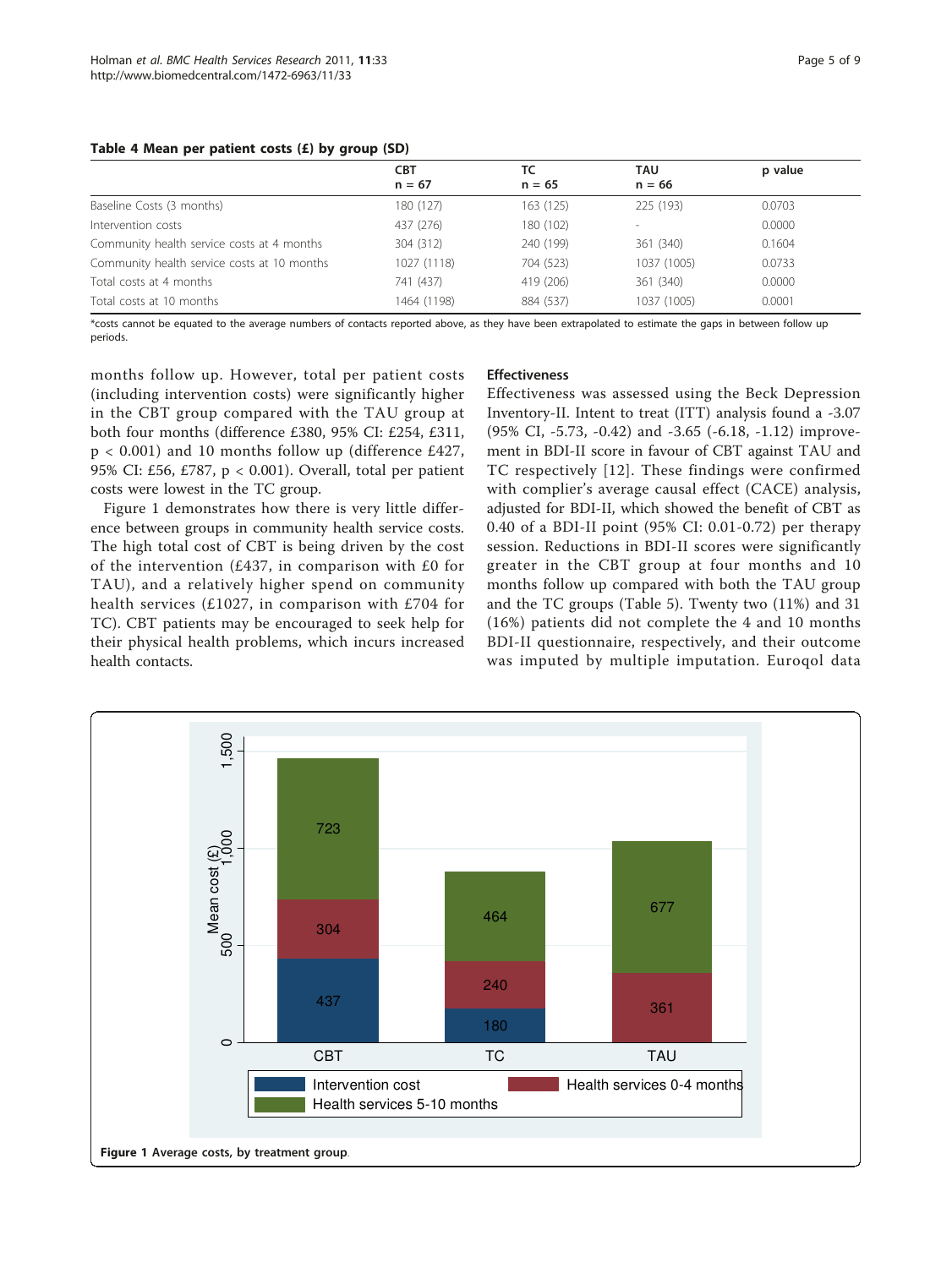**Table 4 Mean per patient costs (£) by group (SD)**

| | CBT n = 67 | TC n = 65 | TAU n = 66 | p value |
|---|---|---|---|---|
| Baseline Costs (3 months) | 180 (127) | 163 (125) | 225 (193) | 0.0703 |
| Intervention costs | 437 (276) | 180 (102) | - | 0.0000 |
| Community health service costs at 4 months | 304 (312) | 240 (199) | 361 (340) | 0.1604 |
| Community health service costs at 10 months | 1027 (1118) | 704 (523) | 1037 (1005) | 0.0733 |
| Total costs at 4 months | 741 (437) | 419 (206) | 361 (340) | 0.0000 |
| Total costs at 10 months | 1464 (1198) | 884 (537) | 1037 (1005) | 0.0001 |

*costs cannot be equated to the average numbers of contacts reported above, as they have been extrapolated to estimate the gaps in between follow up periods.

months follow up. However, total per patient costs (including intervention costs) were significantly higher in the CBT group compared with the TAU group at both four months (difference £380, 95% CI: £254, £311, $p < 0.001$) and 10 months follow up (difference £427, 95% CI: £56, £787, $p < 0.001$). Overall, total per patient costs were lowest in the TC group.

Figure 1 demonstrates how there is very little difference between groups in community health service costs. The high total cost of CBT is being driven by the cost of the intervention (£437, in comparison with £0 for TAU), and a relatively higher spend on community health services (£1027, in comparison with £704 for TC). CBT patients may be encouraged to seek help for their physical health problems, which incurs increased health contacts.

### Effectiveness

Effectiveness was assessed using the Beck Depression Inventory-II. Intent to treat (ITT) analysis found a -3.07 (95% CI, -5.73, -0.42) and -3.65 (-6.18, -1.12) improvement in BDI-II score in favour of CBT against TAU and TC respectively [12]. These findings were confirmed with complier's average causal effect (CACE) analysis, adjusted for BDI-II, which showed the benefit of CBT as 0.40 of a BDI-II point (95% CI: 0.01-0.72) per therapy session. Reductions in BDI-II scores were significantly greater in the CBT group at four months and 10 months follow up compared with both the TAU group and the TC groups (Table 5). Twenty two (11%) and 31 (16%) patients did not complete the 4 and 10 months BDI-II questionnaire, respectively, and their outcome was imputed by multiple imputation. Euroqol data

**Figure 1** Average costs, by treatment group.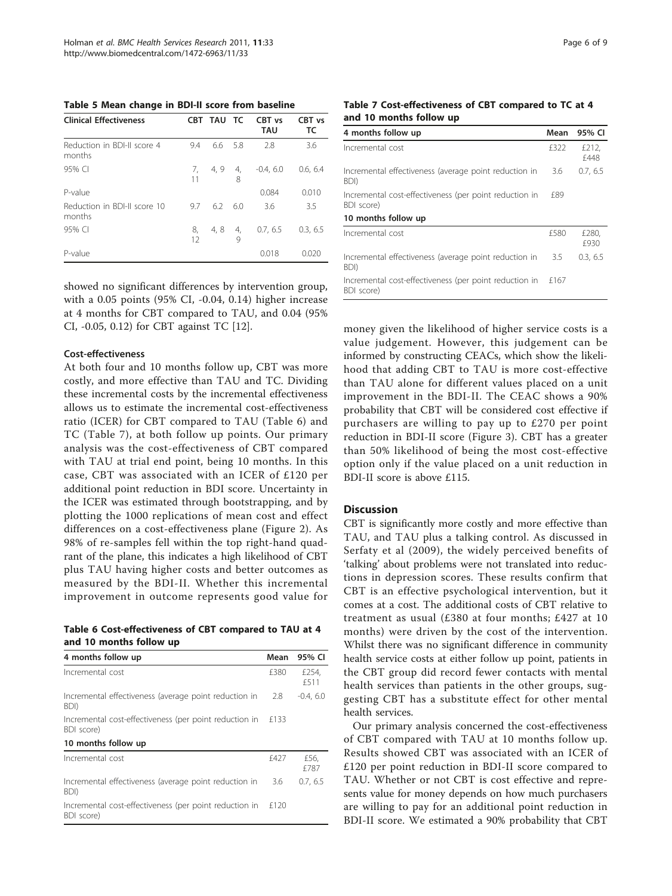**Table 5 Mean change in BDI-II score from baseline**

| Clinical Effectiveness | CBT | TAU | TC | CBT vs TAU | CBT vs TC |
|---|---|---|---|---|---|
| Reduction in BDI-II score 4 months | 9.4 | 6.6 | 5.8 | 2.8 | 3.6 |
| 95% CI | 7, 11 | 4, 9 | 4, 8 | -0.4, 6.0 | 0.6, 6.4 |
| P-value | | | | 0.084 | 0.010 |
| Reduction in BDI-II score 10 months | 9.7 | 6.2 | 6.0 | 3.6 | 3.5 |
| 95% CI | 8, 12 | 4, 8 | 4, 9 | 0.7, 6.5 | 0.3, 6.5 |
| P-value | | | | 0.018 | 0.020 |

showed no significant differences by intervention group, with a 0.05 points (95% CI, -0.04, 0.14) higher increase at 4 months for CBT compared to TAU, and 0.04 (95% CI, -0.05, 0.12) for CBT against TC [12].

### Cost-effectiveness

At both four and 10 months follow up, CBT was more costly, and more effective than TAU and TC. Dividing these incremental costs by the incremental effectiveness allows us to estimate the incremental cost-effectiveness ratio (ICER) for CBT compared to TAU (Table 6) and TC (Table 7), at both follow up points. Our primary analysis was the cost-effectiveness of CBT compared with TAU at trial end point, being 10 months. In this case, CBT was associated with an ICER of £120 per additional point reduction in BDI score. Uncertainty in the ICER was estimated through bootstrapping, and by plotting the 1000 replications of mean cost and effect differences on a cost-effectiveness plane (Figure 2). As 98% of re-samples fell within the top right-hand quadrant of the plane, this indicates a high likelihood of CBT plus TAU having higher costs and better outcomes as measured by the BDI-II. Whether this incremental improvement in outcome represents good value for money given the likelihood of higher service costs is a value judgement. However, this judgement can be informed by constructing CEACs, which show the likelihood that adding CBT to TAU is more cost-effective than TAU alone for different values placed on a unit improvement in the BDI-II. The CEAC shows a 90% probability that CBT will be considered cost effective if purchasers are willing to pay up to £270 per point reduction in BDI-II score (Figure 3). CBT has a greater than 50% likelihood of being the most cost-effective option only if the value placed on a unit reduction in BDI-II score is above £115.

**Table 6 Cost-effectiveness of CBT compared to TAU at 4 and 10 months follow up**

| 4 months follow up | Mean | 95% CI |
|---|---|---|
| Incremental cost | £380 | £254, £511 |
| Incremental effectiveness (average point reduction in BDI) | 2.8 | -0.4, 6.0 |
| Incremental cost-effectiveness (per point reduction in BDI score) | £133 | |
| **10 months follow up** | | |
| Incremental cost | £427 | £56, £787 |
| Incremental effectiveness (average point reduction in BDI) | 3.6 | 0.7, 6.5 |
| Incremental cost-effectiveness (per point reduction in BDI score) | £120 | |

**Table 7 Cost-effectiveness of CBT compared to TC at 4 and 10 months follow up**

| 4 months follow up | Mean | 95% CI |
|---|---|---|
| Incremental cost | £322 | £212, £448 |
| Incremental effectiveness (average point reduction in BDI) | 3.6 | 0.7, 6.5 |
| Incremental cost-effectiveness (per point reduction in BDI score) | £89 | |
| **10 months follow up** | | |
| Incremental cost | £580 | £280, £930 |
| Incremental effectiveness (average point reduction in BDI) | 3.5 | 0.3, 6.5 |
| Incremental cost-effectiveness (per point reduction in BDI score) | £167 | |

## Discussion

CBT is significantly more costly and more effective than TAU, and TAU plus a talking control. As discussed in Serfaty et al (2009), the widely perceived benefits of 'talking' about problems were not translated into reductions in depression scores. These results confirm that CBT is an effective psychological intervention, but it comes at a cost. The additional costs of CBT relative to treatment as usual (£380 at four months; £427 at 10 months) were driven by the cost of the intervention. Whilst there was no significant difference in community health service costs at either follow up point, patients in the CBT group did record fewer contacts with mental health services than patients in the other groups, suggesting CBT has a substitute effect for other mental health services.

Our primary analysis concerned the cost-effectiveness of CBT compared with TAU at 10 months follow up. Results showed CBT was associated with an ICER of £120 per point reduction in BDI-II score compared to TAU. Whether or not CBT is cost effective and represents value for money depends on how much purchasers are willing to pay for an additional point reduction in BDI-II score. We estimated a 90% probability that CBT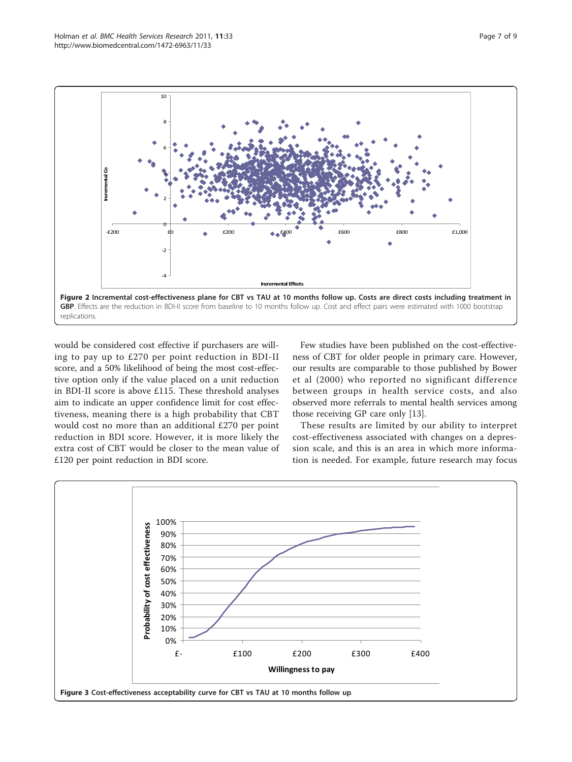**Figure 2 Incremental cost-effectiveness plane for CBT vs TAU at 10 months follow up. Costs are direct costs including treatment in GBP**. Effects are the reduction in BDI-II score from baseline to 10 months follow up. Cost and effect pairs were estimated with 1000 bootstrap replications.

would be considered cost effective if purchasers are willing to pay up to £270 per point reduction in BDI-II score, and a 50% likelihood of being the most cost-effective option only if the value placed on a unit reduction in BDI-II score is above £115. These threshold analyses aim to indicate an upper confidence limit for cost effectiveness, meaning there is a high probability that CBT would cost no more than an additional £270 per point reduction in BDI score. However, it is more likely the extra cost of CBT would be closer to the mean value of £120 per point reduction in BDI score.

Few studies have been published on the cost-effectiveness of CBT for older people in primary care. However, our results are comparable to those published by Bower et al (2000) who reported no significant difference between groups in health service costs, and also observed more referrals to mental health services among those receiving GP care only [13].

These results are limited by our ability to interpret cost-effectiveness associated with changes on a depression scale, and this is an area in which more information is needed. For example, future research may focus

**Figure 3 Cost-effectiveness acceptability curve for CBT vs TAU at 10 months follow up**.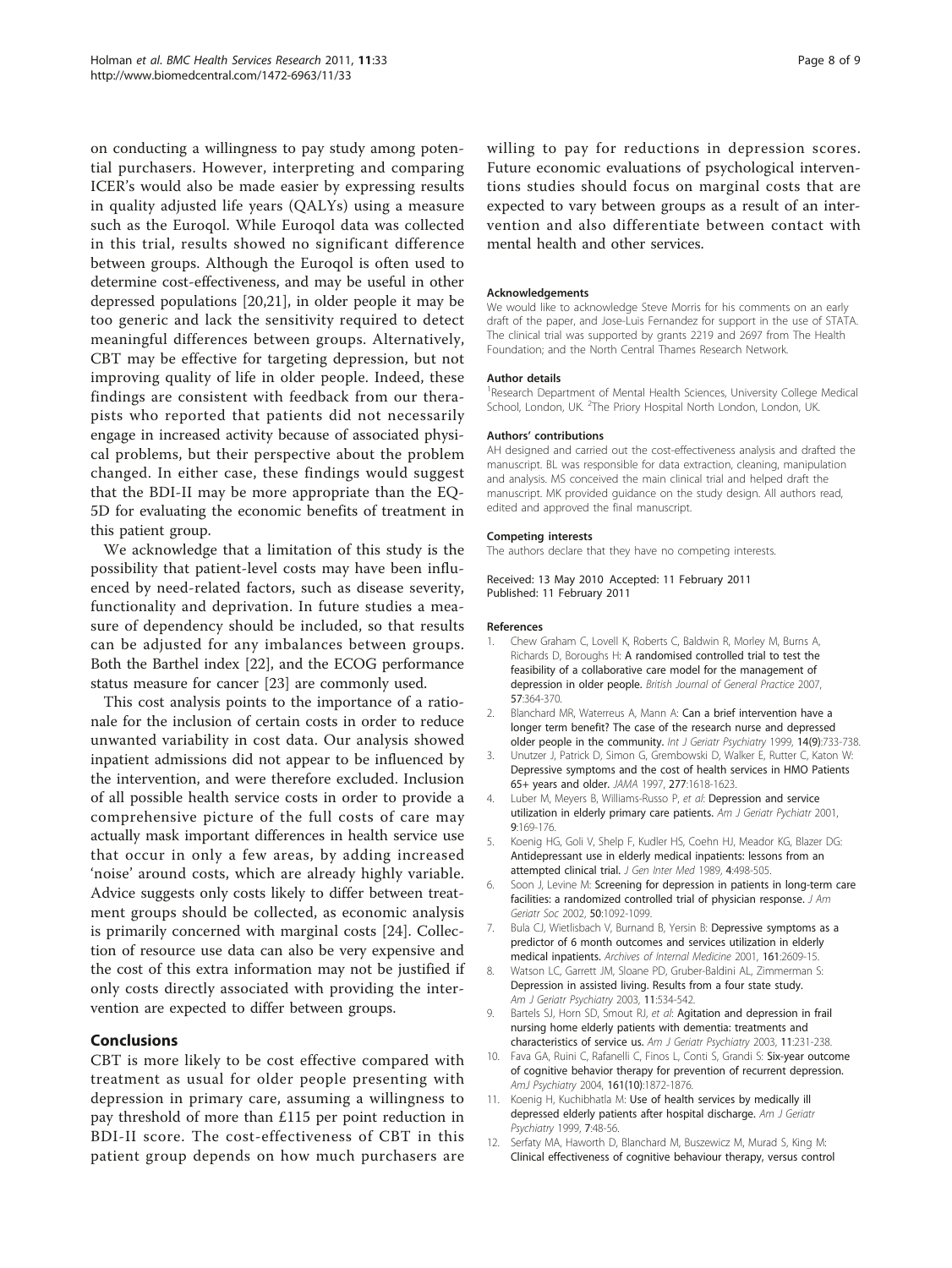on conducting a willingness to pay study among potential purchasers. However, interpreting and comparing ICER's would also be made easier by expressing results in quality adjusted life years (QALYs) using a measure such as the Euroqol. While Euroqol data was collected in this trial, results showed no significant difference between groups. Although the Euroqol is often used to determine cost-effectiveness, and may be useful in other depressed populations [20,21], in older people it may be too generic and lack the sensitivity required to detect meaningful differences between groups. Alternatively, CBT may be effective for targeting depression, but not improving quality of life in older people. Indeed, these findings are consistent with feedback from our therapists who reported that patients did not necessarily engage in increased activity because of associated physical problems, but their perspective about the problem changed. In either case, these findings would suggest that the BDI-II may be more appropriate than the EQ-5D for evaluating the economic benefits of treatment in this patient group.

We acknowledge that a limitation of this study is the possibility that patient-level costs may have been influenced by need-related factors, such as disease severity, functionality and deprivation. In future studies a measure of dependency should be included, so that results can be adjusted for any imbalances between groups. Both the Barthel index [22], and the ECOG performance status measure for cancer [23] are commonly used.

This cost analysis points to the importance of a rationale for the inclusion of certain costs in order to reduce unwanted variability in cost data. Our analysis showed inpatient admissions did not appear to be influenced by the intervention, and were therefore excluded. Inclusion of all possible health service costs in order to provide a comprehensive picture of the full costs of care may actually mask important differences in health service use that occur in only a few areas, by adding increased 'noise' around costs, which are already highly variable. Advice suggests only costs likely to differ between treatment groups should be collected, as economic analysis is primarily concerned with marginal costs [24]. Collection of resource use data can also be very expensive and the cost of this extra information may not be justified if only costs directly associated with providing the intervention are expected to differ between groups.

## Conclusions

CBT is more likely to be cost effective compared with treatment as usual for older people presenting with depression in primary care, assuming a willingness to pay threshold of more than £115 per point reduction in BDI-II score. The cost-effectiveness of CBT in this patient group depends on how much purchasers are willing to pay for reductions in depression scores. Future economic evaluations of psychological interventions studies should focus on marginal costs that are expected to vary between groups as a result of an intervention and also differentiate between contact with mental health and other services.

#### Acknowledgements

We would like to acknowledge Steve Morris for his comments on an early draft of the paper, and Jose-Luis Fernandez for support in the use of STATA. The clinical trial was supported by grants 2219 and 2697 from The Health Foundation; and the North Central Thames Research Network.

#### Author details

[1]Research Department of Mental Health Sciences, University College Medical School, London, UK. [2]The Priory Hospital North London, London, UK.

#### Authors' contributions

AH designed and carried out the cost-effectiveness analysis and drafted the manuscript. BL was responsible for data extraction, cleaning, manipulation and analysis. MS conceived the main clinical trial and helped draft the manuscript. MK provided guidance on the study design. All authors read, edited and approved the final manuscript.

#### Competing interests

The authors declare that they have no competing interests.

Received: 13 May 2010 Accepted: 11 February 2011
Published: 11 February 2011

#### References

1. Chew Graham C, Lovell K, Roberts C, Baldwin R, Morley M, Burns A, Richards D, Boroughs H: **A randomised controlled trial to test the feasibility of a collaborative care model for the management of depression in older people.** *British Journal of General Practice* 2007, **57**:364-370.
2. Blanchard MR, Waterreus A, Mann A: **Can a brief intervention have a longer term benefit? The case of the research nurse and depressed older people in the community.** *Int J Geriatr Psychiatry* 1999, **14(9)**:733-738.
3. Unutzer J, Patrick D, Simon G, Grembowski D, Walker E, Rutter C, Katon W: **Depressive symptoms and the cost of health services in HMO Patients 65+ years and older.** *JAMA* 1997, **277**:1618-1623.
4. Luber M, Meyers B, Williams-Russo P, *et al*: **Depression and service utilization in elderly primary care patients.** *Am J Geriatr Pychiatr* 2001, **9**:169-176.
5. Koenig HG, Goli V, Shelp F, Kudler HS, Coehn HJ, Meador KG, Blazer DG: **Antidepressant use in elderly medical inpatients: lessons from an attempted clinical trial.** *J Gen Inter Med* 1989, **4**:498-505.
6. Soon J, Levine M: **Screening for depression in patients in long-term care facilities: a randomized controlled trial of physician response.** *J Am Geriatr Soc* 2002, **50**:1092-1099.
7. Bula CJ, Wietlisbach V, Burnand B, Yersin B: **Depressive symptoms as a predictor of 6 month outcomes and services utilization in elderly medical inpatients.** *Archives of Internal Medicine* 2001, **161**:2609-15.
8. Watson LC, Garrett JM, Sloane PD, Gruber-Baldini AL, Zimmerman S: **Depression in assisted living. Results from a four state study.** *Am J Geriatr Psychiatry* 2003, **11**:534-542.
9. Bartels SJ, Horn SD, Smout RJ, *et al*: **Agitation and depression in frail nursing home elderly patients with dementia: treatments and characteristics of service us.** *Am J Geriatr Psychiatry* 2003, **11**:231-238.
10. Fava GA, Ruini C, Rafanelli C, Finos L, Conti S, Grandi S: **Six-year outcome of cognitive behavior therapy for prevention of recurrent depression.** *AmJ Psychiatry* 2004, **161(10)**:1872-1876.
11. Koenig H, Kuchibhatla M: **Use of health services by medically ill depressed elderly patients after hospital discharge.** *Am J Geriatr Psychiatry* 1999, **7**:48-56.
12. Serfaty MA, Haworth D, Blanchard M, Buszewicz M, Murad S, King M: **Clinical effectiveness of cognitive behaviour therapy, versus control**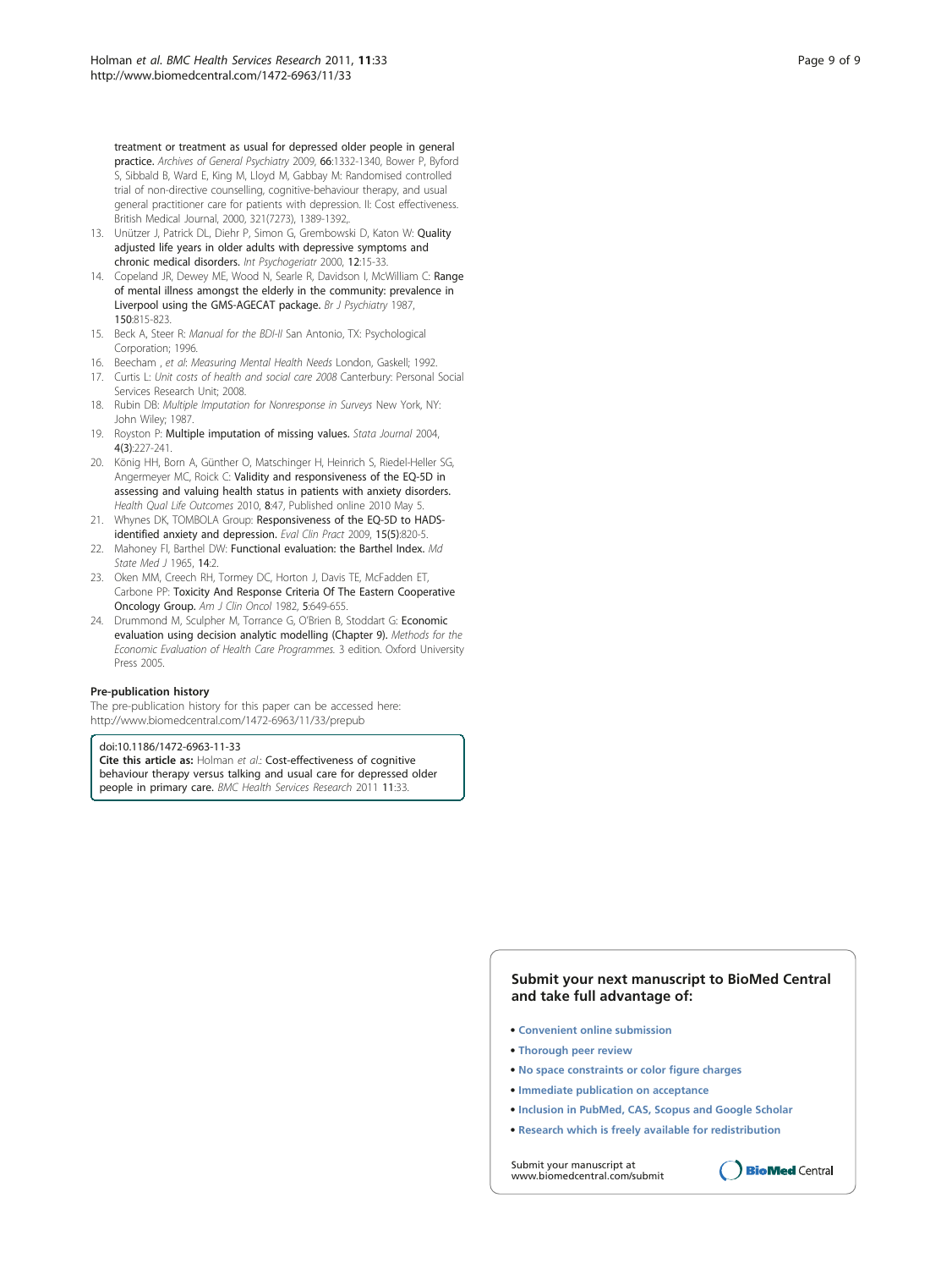treatment or treatment as usual for depressed older people in general practice. *Archives of General Psychiatry* 2009, **66**:1332-1340, Bower P, Byford S, Sibbald B, Ward E, King M, Lloyd M, Gabbay M: Randomised controlled trial of non-directive counselling, cognitive-behaviour therapy, and usual general practitioner care for patients with depression. II: Cost effectiveness. British Medical Journal, 2000, 321(7273), 1389-1392,.

13. Unützer J, Patrick DL, Diehr P, Simon G, Grembowski D, Katon W: **Quality adjusted life years in older adults with depressive symptoms and chronic medical disorders.** *Int Psychogeriatr* 2000, **12**:15-33.
14. Copeland JR, Dewey ME, Wood N, Searle R, Davidson I, McWilliam C: **Range of mental illness amongst the elderly in the community: prevalence in Liverpool using the GMS-AGECAT package.** *Br J Psychiatry* 1987, **150**:815-823.
15. Beck A, Steer R: *Manual for the BDI-II* San Antonio, TX: Psychological Corporation; 1996.
16. Beecham , *et al*: *Measuring Mental Health Needs* London, Gaskell; 1992.
17. Curtis L: *Unit costs of health and social care 2008* Canterbury: Personal Social Services Research Unit; 2008.
18. Rubin DB: *Multiple Imputation for Nonresponse in Surveys* New York, NY: John Wiley; 1987.
19. Royston P: **Multiple imputation of missing values.** *Stata Journal* 2004, **4(3)**:227-241.
20. König HH, Born A, Günther O, Matschinger H, Heinrich S, Riedel-Heller SG, Angermeyer MC, Roick C: **Validity and responsiveness of the EQ-5D in assessing and valuing health status in patients with anxiety disorders.** *Health Qual Life Outcomes* 2010, **8**:47, Published online 2010 May 5.
21. Whynes DK, TOMBOLA Group: **Responsiveness of the EQ-5D to HADS-identified anxiety and depression.** *Eval Clin Pract* 2009, **15(5)**:820-5.
22. Mahoney FI, Barthel DW: **Functional evaluation: the Barthel Index.** *Md State Med J* 1965, **14**:2.
23. Oken MM, Creech RH, Tormey DC, Horton J, Davis TE, McFadden ET, Carbone PP: **Toxicity And Response Criteria Of The Eastern Cooperative Oncology Group.** *Am J Clin Oncol* 1982, **5**:649-655.
24. Drummond M, Sculpher M, Torrance G, O'Brien B, Stoddart G: **Economic evaluation using decision analytic modelling (Chapter 9).** *Methods for the Economic Evaluation of Health Care Programmes.* 3 edition. Oxford University Press 2005.

#### Pre-publication history

The pre-publication history for this paper can be accessed here: http://www.biomedcentral.com/1472-6963/11/33/prepub

doi:10.1186/1472-6963-11-33

**Cite this article as:** Holman *et al.*: Cost-effectiveness of cognitive behaviour therapy versus talking and usual care for depressed older people in primary care. *BMC Health Services Research* 2011 **11**:33.

**Submit your next manuscript to BioMed Central and take full advantage of:**

- Convenient online submission
- Thorough peer review
- No space constraints or color figure charges
- Immediate publication on acceptance
- Inclusion in PubMed, CAS, Scopus and Google Scholar
- Research which is freely available for redistribution

Submit your manuscript at www.biomedcentral.com/submit

BioMed Central